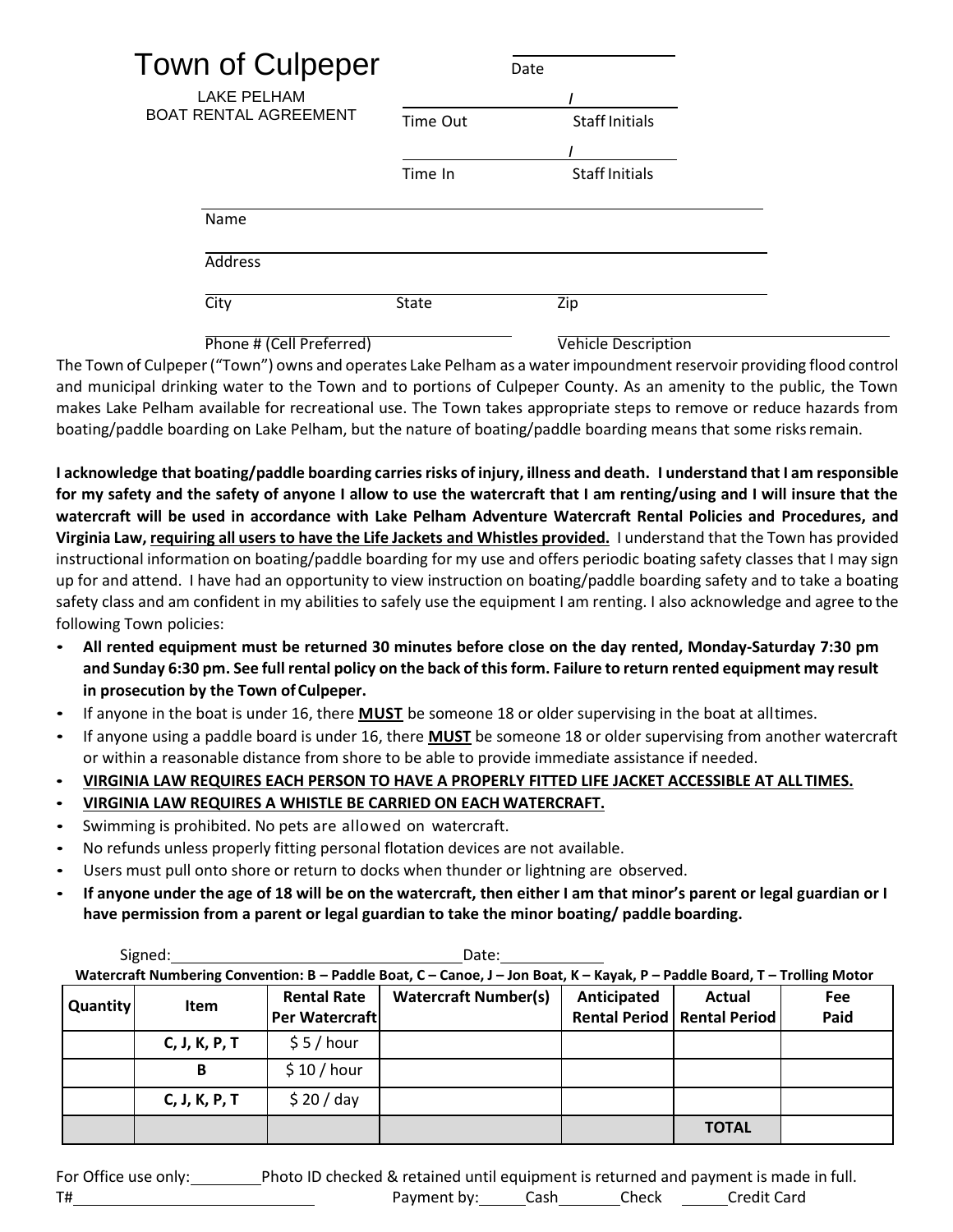# Town of Culpeper

LAKE PELHAM
BOAT RENTAL AGREEMENT

Date

/

Time Out Staff Initials

/

Time In Staff Initials

Name

Address

City State Zip

Phone # (Cell Preferred) Vehicle Description

The Town of Culpeper ("Town") owns and operates Lake Pelham as a water impoundment reservoir providing flood control and municipal drinking water to the Town and to portions of Culpeper County. As an amenity to the public, the Town makes Lake Pelham available for recreational use. The Town takes appropriate steps to remove or reduce hazards from boating/paddle boarding on Lake Pelham, but the nature of boating/paddle boarding means that some risks remain.

**I acknowledge that boating/paddle boarding carries risks of injury, illness and death. I understand that I am responsible for my safety and the safety of anyone I allow to use the watercraft that I am renting/using and I will insure that the watercraft will be used in accordance with Lake Pelham Adventure Watercraft Rental Policies and Procedures, and Virginia Law, <u>requiring all users to have the Life Jackets and Whistles provided.</u>** I understand that the Town has provided instructional information on boating/paddle boarding for my use and offers periodic boating safety classes that I may sign up for and attend. I have had an opportunity to view instruction on boating/paddle boarding safety and to take a boating safety class and am confident in my abilities to safely use the equipment I am renting. I also acknowledge and agree to the following Town policies:

- **All rented equipment must be returned 30 minutes before close on the day rented, Monday-Saturday 7:30 pm and Sunday 6:30 pm. See full rental policy on the back of this form. Failure to return rented equipment may result in prosecution by the Town of Culpeper.**
- If anyone in the boat is under 16, there **<u>MUST</u>** be someone 18 or older supervising in the boat at all times.
- If anyone using a paddle board is under 16, there **<u>MUST</u>** be someone 18 or older supervising from another watercraft or within a reasonable distance from shore to be able to provide immediate assistance if needed.
- **<u>VIRGINIA LAW REQUIRES EACH PERSON TO HAVE A PROPERLY FITTED LIFE JACKET ACCESSIBLE AT ALL TIMES.</u>**
- **<u>VIRGINIA LAW REQUIRES A WHISTLE BE CARRIED ON EACH WATERCRAFT.</u>**
- Swimming is prohibited. No pets are allowed on watercraft.
- No refunds unless properly fitting personal flotation devices are not available.
- Users must pull onto shore or return to docks when thunder or lightning are observed.
- **If anyone under the age of 18 will be on the watercraft, then either I am that minor's parent or legal guardian or I have permission from a parent or legal guardian to take the minor boating/ paddle boarding.**

Signed:________________________________ Date:____________

**Watercraft Numbering Convention: B – Paddle Boat, C – Canoe, J – Jon Boat, K – Kayak, P – Paddle Board, T – Trolling Motor**

| Quantity | Item | Rental Rate Per Watercraft | Watercraft Number(s) | Anticipated Rental Period | Actual Rental Period | Fee Paid |
|---|---|---|---|---|---|---|
| | C, J, K, P, T | $ 5 / hour | | | | |
| | B | $ 10 / hour | | | | |
| | C, J, K, P, T | $ 20 / day | | | | |
| | | | | | **TOTAL** | |

For Office use only:________Photo ID checked & retained until equipment is returned and payment is made in full.

T#____________________________ Payment by:_____Cash_______Check _____Credit Card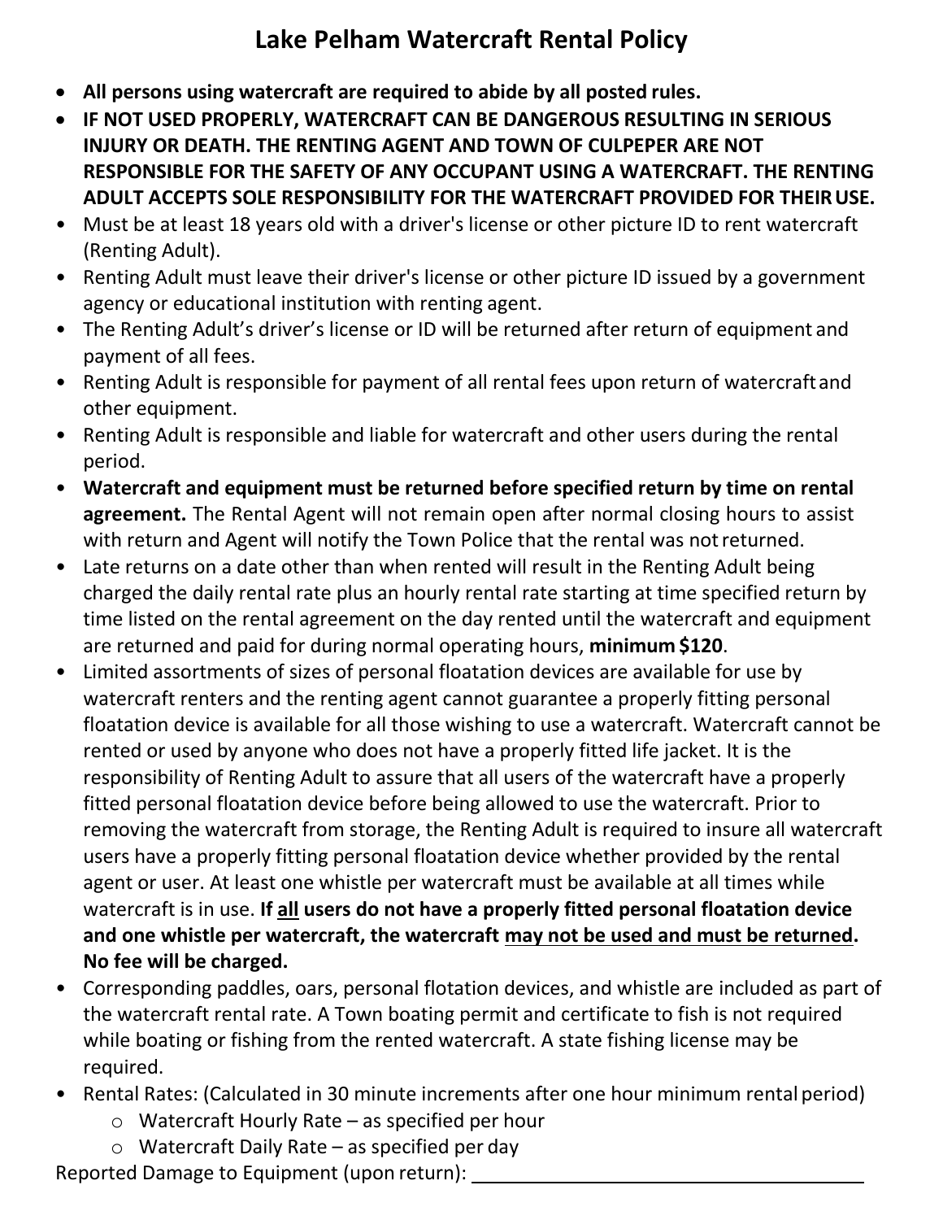# Lake Pelham Watercraft Rental Policy

- **All persons using watercraft are required to abide by all posted rules.**
- **IF NOT USED PROPERLY, WATERCRAFT CAN BE DANGEROUS RESULTING IN SERIOUS INJURY OR DEATH. THE RENTING AGENT AND TOWN OF CULPEPER ARE NOT RESPONSIBLE FOR THE SAFETY OF ANY OCCUPANT USING A WATERCRAFT. THE RENTING ADULT ACCEPTS SOLE RESPONSIBILITY FOR THE WATERCRAFT PROVIDED FOR THEIR USE.**
- Must be at least 18 years old with a driver's license or other picture ID to rent watercraft (Renting Adult).
- Renting Adult must leave their driver's license or other picture ID issued by a government agency or educational institution with renting agent.
- The Renting Adult's driver's license or ID will be returned after return of equipment and payment of all fees.
- Renting Adult is responsible for payment of all rental fees upon return of watercraft and other equipment.
- Renting Adult is responsible and liable for watercraft and other users during the rental period.
- **Watercraft and equipment must be returned before specified return by time on rental agreement.** The Rental Agent will not remain open after normal closing hours to assist with return and Agent will notify the Town Police that the rental was not returned.
- Late returns on a date other than when rented will result in the Renting Adult being charged the daily rental rate plus an hourly rental rate starting at time specified return by time listed on the rental agreement on the day rented until the watercraft and equipment are returned and paid for during normal operating hours, **minimum $120**.
- Limited assortments of sizes of personal floatation devices are available for use by watercraft renters and the renting agent cannot guarantee a properly fitting personal floatation device is available for all those wishing to use a watercraft. Watercraft cannot be rented or used by anyone who does not have a properly fitted life jacket. It is the responsibility of Renting Adult to assure that all users of the watercraft have a properly fitted personal floatation device before being allowed to use the watercraft. Prior to removing the watercraft from storage, the Renting Adult is required to insure all watercraft users have a properly fitting personal floatation device whether provided by the rental agent or user. At least one whistle per watercraft must be available at all times while watercraft is in use. **If <u>all</u> users do not have a properly fitted personal floatation device and one whistle per watercraft, the watercraft <u>may not be used and must be returned</u>. No fee will be charged.**
- Corresponding paddles, oars, personal flotation devices, and whistle are included as part of the watercraft rental rate. A Town boating permit and certificate to fish is not required while boating or fishing from the rented watercraft. A state fishing license may be required.
- Rental Rates: (Calculated in 30 minute increments after one hour minimum rental period)
  - Watercraft Hourly Rate – as specified per hour
  - Watercraft Daily Rate – as specified per day

Reported Damage to Equipment (upon return): ______________________________